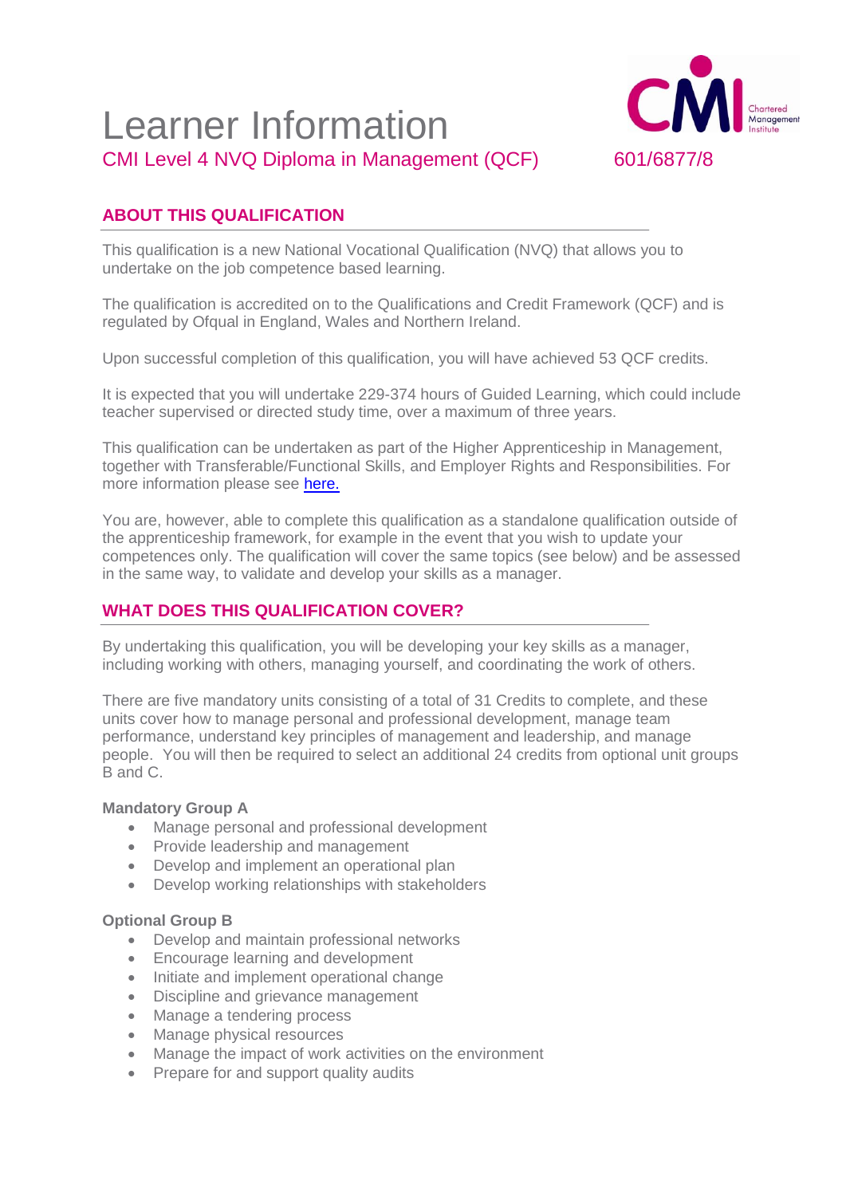# Learner Information

## CMI Level 4 NVQ Diploma in Management (QCF) 601/6877/8

### ABOUT THIS QUALIFICATION

This qualification is a new National Vocational Qualification (NVQ) that allows you to undertake on the job competence based learning.

The qualification is accredited on to the Qualifications and Credit Framework (QCF) and is regulated by Ofqual in England, Wales and Northern Ireland.

Upon successful completion of this qualification, you will have achieved 53 QCF credits.

It is expected that you will undertake 229-374 hours of Guided Learning, which could include teacher supervised or directed study time, over a maximum of three years.

This qualification can be undertaken as part of the Higher Apprenticeship in Management, together with Transferable/Functional Skills, and Employer Rights and Responsibilities. For more information please see here.

You are, however, able to complete this qualification as a standalone qualification outside of the apprenticeship framework, for example in the event that you wish to update your competences only. The qualification will cover the same topics (see below) and be assessed in the same way, to validate and develop your skills as a manager.

### WHAT DOES THIS QUALIFICATION COVER?

By undertaking this qualification, you will be developing your key skills as a manager, including working with others, managing yourself, and coordinating the work of others.

There are five mandatory units consisting of a total of 31 Credits to complete, and these units cover how to manage personal and professional development, manage team performance, understand key principles of management and leadership, and manage people. You will then be required to select an additional 24 credits from optional unit groups B and C.

**Mandatory Group A**

- Manage personal and professional development
- Provide leadership and management
- Develop and implement an operational plan
- Develop working relationships with stakeholders

**Optional Group B**

- Develop and maintain professional networks
- Encourage learning and development
- Initiate and implement operational change
- Discipline and grievance management
- Manage a tendering process
- Manage physical resources
- Manage the impact of work activities on the environment
- Prepare for and support quality audits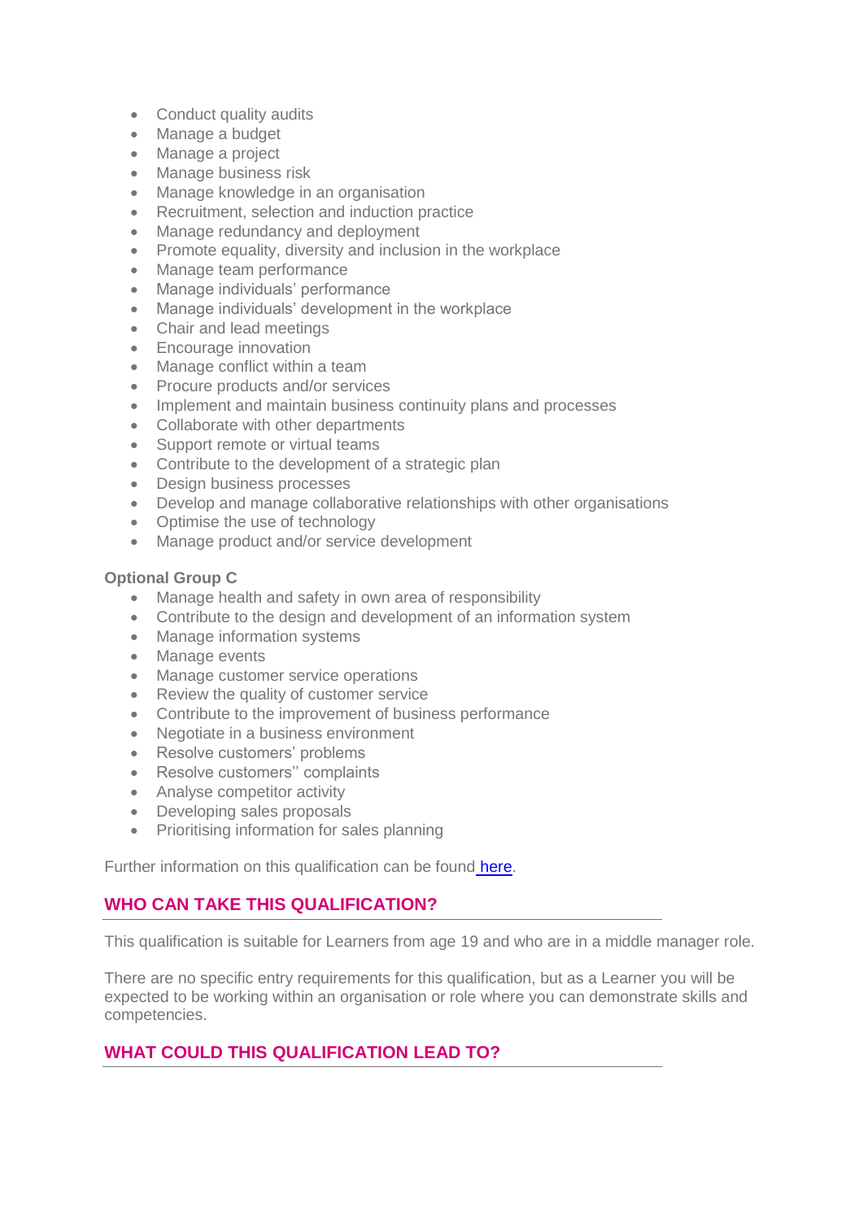- Conduct quality audits
- Manage a budget
- Manage a project
- Manage business risk
- Manage knowledge in an organisation
- Recruitment, selection and induction practice
- Manage redundancy and deployment
- Promote equality, diversity and inclusion in the workplace
- Manage team performance
- Manage individuals' performance
- Manage individuals' development in the workplace
- Chair and lead meetings
- Encourage innovation
- Manage conflict within a team
- Procure products and/or services
- Implement and maintain business continuity plans and processes
- Collaborate with other departments
- Support remote or virtual teams
- Contribute to the development of a strategic plan
- Design business processes
- Develop and manage collaborative relationships with other organisations
- Optimise the use of technology
- Manage product and/or service development

**Optional Group C**

- Manage health and safety in own area of responsibility
- Contribute to the design and development of an information system
- Manage information systems
- Manage events
- Manage customer service operations
- Review the quality of customer service
- Contribute to the improvement of business performance
- Negotiate in a business environment
- Resolve customers' problems
- Resolve customers'' complaints
- Analyse competitor activity
- Developing sales proposals
- Prioritising information for sales planning

Further information on this qualification can be found here.

## WHO CAN TAKE THIS QUALIFICATION?

This qualification is suitable for Learners from age 19 and who are in a middle manager role.

There are no specific entry requirements for this qualification, but as a Learner you will be expected to be working within an organisation or role where you can demonstrate skills and competencies.

## WHAT COULD THIS QUALIFICATION LEAD TO?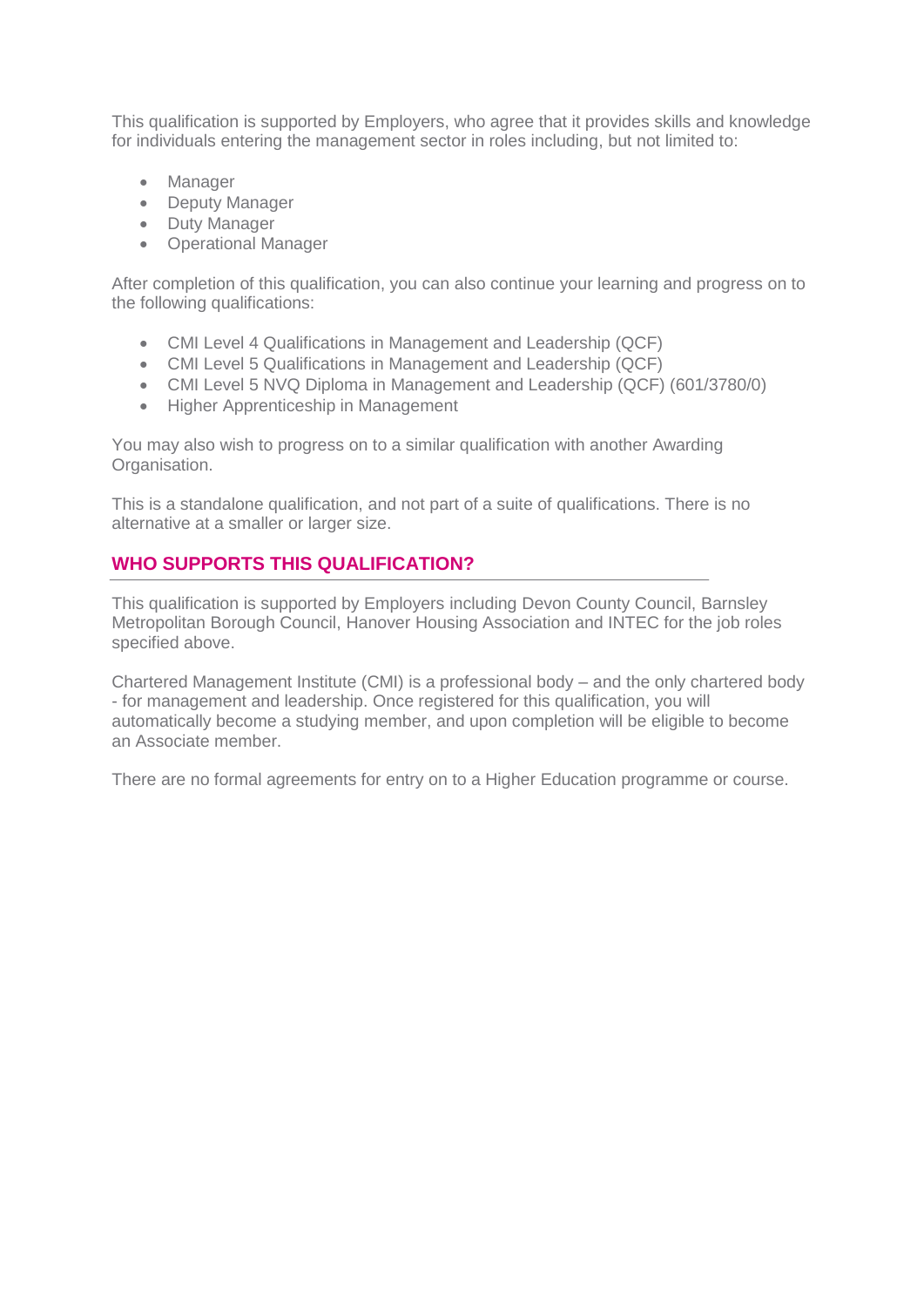This qualification is supported by Employers, who agree that it provides skills and knowledge for individuals entering the management sector in roles including, but not limited to:

- Manager
- Deputy Manager
- Duty Manager
- Operational Manager

After completion of this qualification, you can also continue your learning and progress on to the following qualifications:

- CMI Level 4 Qualifications in Management and Leadership (QCF)
- CMI Level 5 Qualifications in Management and Leadership (QCF)
- CMI Level 5 NVQ Diploma in Management and Leadership (QCF) (601/3780/0)
- Higher Apprenticeship in Management

You may also wish to progress on to a similar qualification with another Awarding Organisation.

This is a standalone qualification, and not part of a suite of qualifications. There is no alternative at a smaller or larger size.

## WHO SUPPORTS THIS QUALIFICATION?

This qualification is supported by Employers including Devon County Council, Barnsley Metropolitan Borough Council, Hanover Housing Association and INTEC for the job roles specified above.

Chartered Management Institute (CMI) is a professional body – and the only chartered body - for management and leadership. Once registered for this qualification, you will automatically become a studying member, and upon completion will be eligible to become an Associate member.

There are no formal agreements for entry on to a Higher Education programme or course.